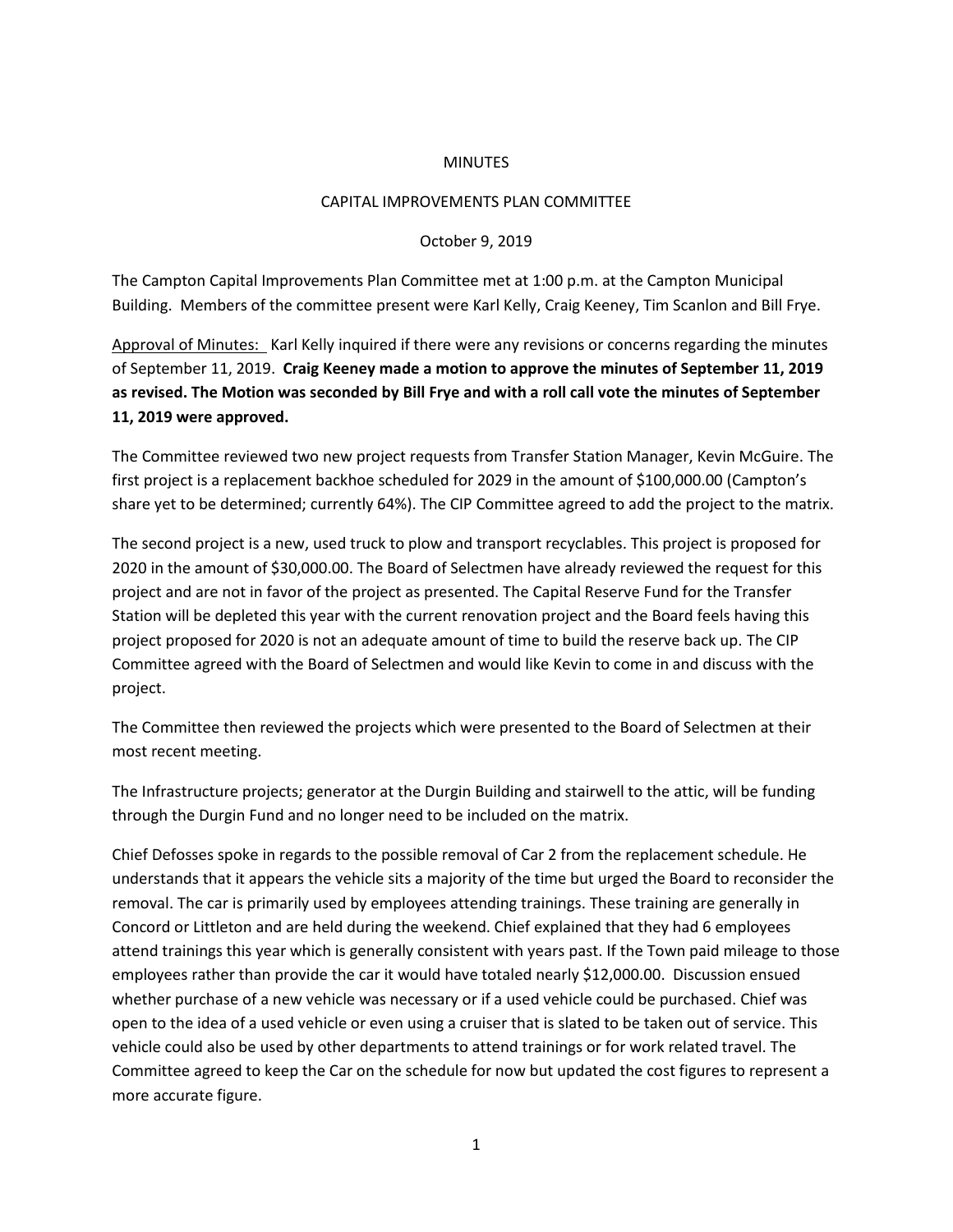MINUTES

CAPITAL IMPROVEMENTS PLAN COMMITTEE

October 9, 2019

The Campton Capital Improvements Plan Committee met at 1:00 p.m. at the Campton Municipal Building. Members of the committee present were Karl Kelly, Craig Keeney, Tim Scanlon and Bill Frye.

Approval of Minutes: Karl Kelly inquired if there were any revisions or concerns regarding the minutes of September 11, 2019. **Craig Keeney made a motion to approve the minutes of September 11, 2019 as revised. The Motion was seconded by Bill Frye and with a roll call vote the minutes of September 11, 2019 were approved.**

The Committee reviewed two new project requests from Transfer Station Manager, Kevin McGuire. The first project is a replacement backhoe scheduled for 2029 in the amount of $100,000.00 (Campton's share yet to be determined; currently 64%). The CIP Committee agreed to add the project to the matrix.

The second project is a new, used truck to plow and transport recyclables. This project is proposed for 2020 in the amount of $30,000.00. The Board of Selectmen have already reviewed the request for this project and are not in favor of the project as presented. The Capital Reserve Fund for the Transfer Station will be depleted this year with the current renovation project and the Board feels having this project proposed for 2020 is not an adequate amount of time to build the reserve back up. The CIP Committee agreed with the Board of Selectmen and would like Kevin to come in and discuss with the project.

The Committee then reviewed the projects which were presented to the Board of Selectmen at their most recent meeting.

The Infrastructure projects; generator at the Durgin Building and stairwell to the attic, will be funding through the Durgin Fund and no longer need to be included on the matrix.

Chief Defosses spoke in regards to the possible removal of Car 2 from the replacement schedule. He understands that it appears the vehicle sits a majority of the time but urged the Board to reconsider the removal. The car is primarily used by employees attending trainings. These training are generally in Concord or Littleton and are held during the weekend. Chief explained that they had 6 employees attend trainings this year which is generally consistent with years past. If the Town paid mileage to those employees rather than provide the car it would have totaled nearly $12,000.00. Discussion ensued whether purchase of a new vehicle was necessary or if a used vehicle could be purchased. Chief was open to the idea of a used vehicle or even using a cruiser that is slated to be taken out of service. This vehicle could also be used by other departments to attend trainings or for work related travel. The Committee agreed to keep the Car on the schedule for now but updated the cost figures to represent a more accurate figure.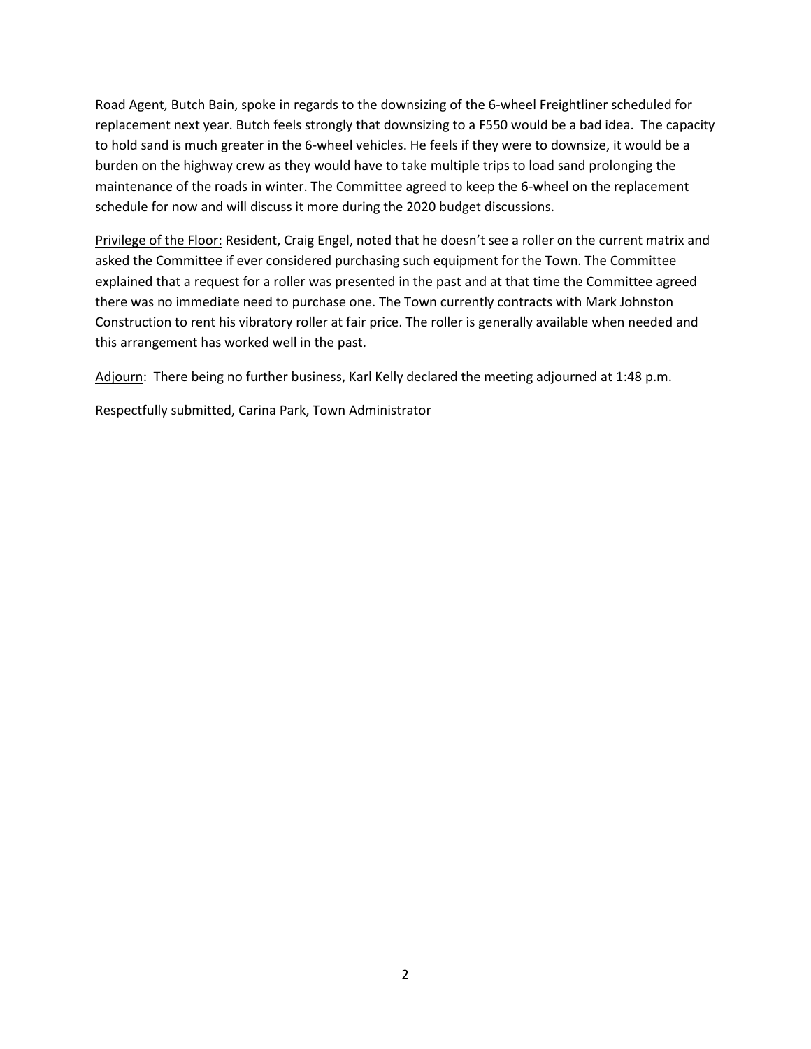Road Agent, Butch Bain, spoke in regards to the downsizing of the 6-wheel Freightliner scheduled for replacement next year. Butch feels strongly that downsizing to a F550 would be a bad idea. The capacity to hold sand is much greater in the 6-wheel vehicles. He feels if they were to downsize, it would be a burden on the highway crew as they would have to take multiple trips to load sand prolonging the maintenance of the roads in winter. The Committee agreed to keep the 6-wheel on the replacement schedule for now and will discuss it more during the 2020 budget discussions.

<u>Privilege of the Floor:</u> Resident, Craig Engel, noted that he doesn't see a roller on the current matrix and asked the Committee if ever considered purchasing such equipment for the Town. The Committee explained that a request for a roller was presented in the past and at that time the Committee agreed there was no immediate need to purchase one. The Town currently contracts with Mark Johnston Construction to rent his vibratory roller at fair price. The roller is generally available when needed and this arrangement has worked well in the past.

<u>Adjourn</u>: There being no further business, Karl Kelly declared the meeting adjourned at 1:48 p.m.

Respectfully submitted, Carina Park, Town Administrator